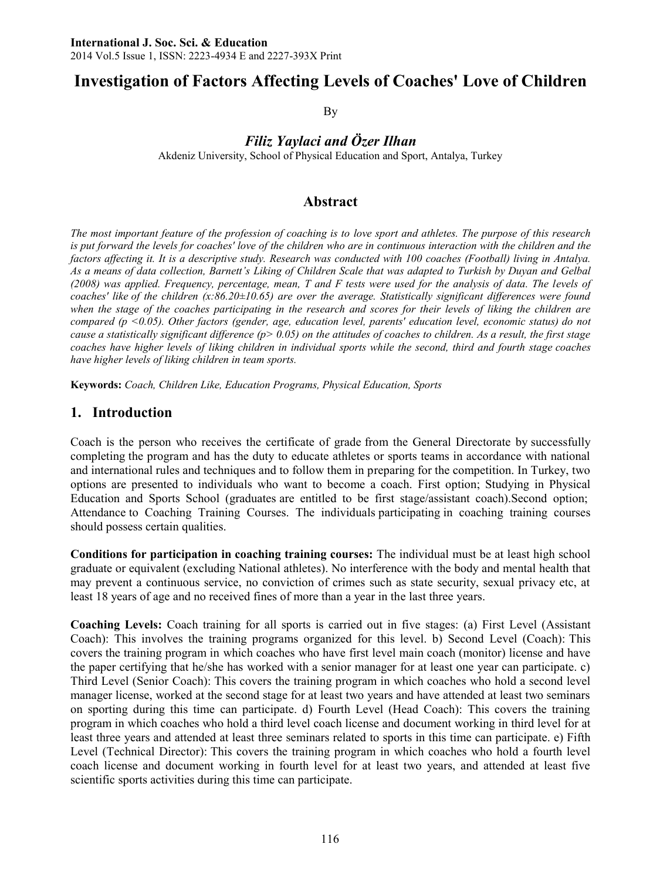# Investigation of Factors Affecting Levels of Coaches' Love of Children

By

## *Filiz Yaylaci and Özer Ilhan*

Akdeniz University, School of Physical Education and Sport, Antalya, Turkey

## Abstract

*The most important feature of the profession of coaching is to love sport and athletes. The purpose of this research is put forward the levels for coaches' love of the children who are in continuous interaction with the children and the factors affecting it. It is a descriptive study. Research was conducted with 100 coaches (Football) living in Antalya. As a means of data collection, Barnett's Liking of Children Scale that was adapted to Turkish by Duyan and Gelbal (2008) was applied. Frequency, percentage, mean, T and F tests were used for the analysis of data. The levels of coaches' like of the children (x:86.20±10.65) are over the average. Statistically significant differences were found when the stage of the coaches participating in the research and scores for their levels of liking the children are compared ($p < 0.05$). Other factors (gender, age, education level, parents' education level, economic status) do not cause a statistically significant difference ($p > 0.05$) on the attitudes of coaches to children. As a result, the first stage coaches have higher levels of liking children in individual sports while the second, third and fourth stage coaches have higher levels of liking children in team sports.*

**Keywords:** *Coach, Children Like, Education Programs, Physical Education, Sports*

## 1. Introduction

Coach is the person who receives the certificate of grade from the General Directorate by successfully completing the program and has the duty to educate athletes or sports teams in accordance with national and international rules and techniques and to follow them in preparing for the competition. In Turkey, two options are presented to individuals who want to become a coach. First option; Studying in Physical Education and Sports School (graduates are entitled to be first stage/assistant coach).Second option; Attendance to Coaching Training Courses. The individuals participating in coaching training courses should possess certain qualities.

**Conditions for participation in coaching training courses:** The individual must be at least high school graduate or equivalent (excluding National athletes). No interference with the body and mental health that may prevent a continuous service, no conviction of crimes such as state security, sexual privacy etc, at least 18 years of age and no received fines of more than a year in the last three years.

**Coaching Levels:** Coach training for all sports is carried out in five stages: (a) First Level (Assistant Coach): This involves the training programs organized for this level. b) Second Level (Coach): This covers the training program in which coaches who have first level main coach (monitor) license and have the paper certifying that he/she has worked with a senior manager for at least one year can participate. c) Third Level (Senior Coach): This covers the training program in which coaches who hold a second level manager license, worked at the second stage for at least two years and have attended at least two seminars on sporting during this time can participate. d) Fourth Level (Head Coach): This covers the training program in which coaches who hold a third level coach license and document working in third level for at least three years and attended at least three seminars related to sports in this time can participate. e) Fifth Level (Technical Director): This covers the training program in which coaches who hold a fourth level coach license and document working in fourth level for at least two years, and attended at least five scientific sports activities during this time can participate.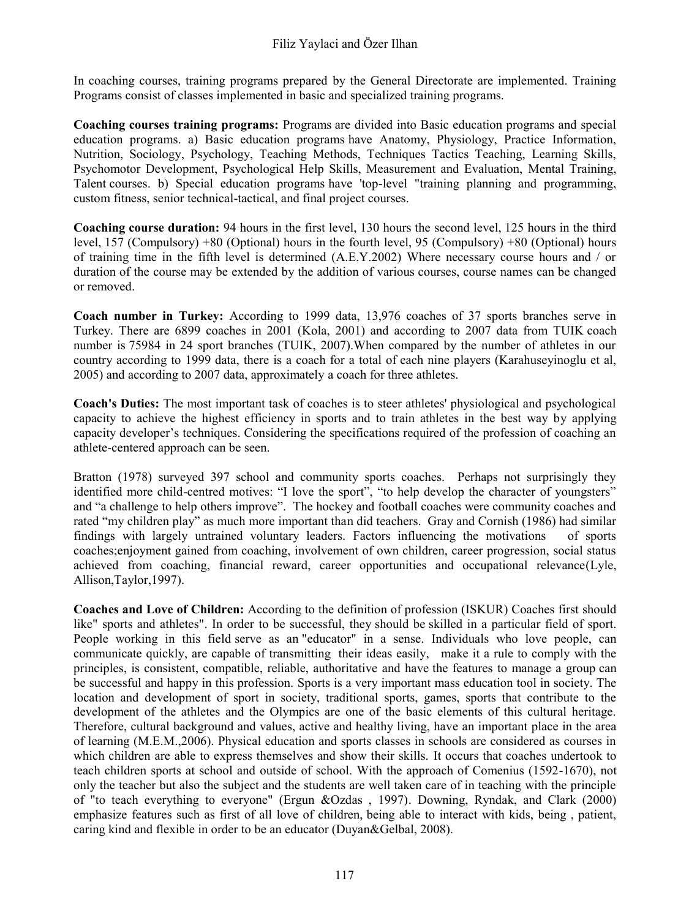In coaching courses, training programs prepared by the General Directorate are implemented. Training Programs consist of classes implemented in basic and specialized training programs.

**Coaching courses training programs:** Programs are divided into Basic education programs and special education programs. a) Basic education programs have Anatomy, Physiology, Practice Information, Nutrition, Sociology, Psychology, Teaching Methods, Techniques Tactics Teaching, Learning Skills, Psychomotor Development, Psychological Help Skills, Measurement and Evaluation, Mental Training, Talent courses. b) Special education programs have 'top-level "training planning and programming, custom fitness, senior technical-tactical, and final project courses.

**Coaching course duration:** 94 hours in the first level, 130 hours the second level, 125 hours in the third level, 157 (Compulsory) +80 (Optional) hours in the fourth level, 95 (Compulsory) +80 (Optional) hours of training time in the fifth level is determined (A.E.Y.2002) Where necessary course hours and / or duration of the course may be extended by the addition of various courses, course names can be changed or removed.

**Coach number in Turkey:** According to 1999 data, 13,976 coaches of 37 sports branches serve in Turkey. There are 6899 coaches in 2001 (Kola, 2001) and according to 2007 data from TUIK coach number is 75984 in 24 sport branches (TUIK, 2007).When compared by the number of athletes in our country according to 1999 data, there is a coach for a total of each nine players (Karahuseyinoglu et al, 2005) and according to 2007 data, approximately a coach for three athletes.

**Coach's Duties:** The most important task of coaches is to steer athletes' physiological and psychological capacity to achieve the highest efficiency in sports and to train athletes in the best way by applying capacity developer's techniques. Considering the specifications required of the profession of coaching an athlete-centered approach can be seen.

Bratton (1978) surveyed 397 school and community sports coaches. Perhaps not surprisingly they identified more child-centred motives: "I love the sport", "to help develop the character of youngsters" and "a challenge to help others improve". The hockey and football coaches were community coaches and rated "my children play" as much more important than did teachers. Gray and Cornish (1986) had similar findings with largely untrained voluntary leaders. Factors influencing the motivations of sports coaches;enjoyment gained from coaching, involvement of own children, career progression, social status achieved from coaching, financial reward, career opportunities and occupational relevance(Lyle, Allison,Taylor,1997).

**Coaches and Love of Children:** According to the definition of profession (ISKUR) Coaches first should like" sports and athletes". In order to be successful, they should be skilled in a particular field of sport. People working in this field serve as an "educator" in a sense. Individuals who love people, can communicate quickly, are capable of transmitting their ideas easily, make it a rule to comply with the principles, is consistent, compatible, reliable, authoritative and have the features to manage a group can be successful and happy in this profession. Sports is a very important mass education tool in society. The location and development of sport in society, traditional sports, games, sports that contribute to the development of the athletes and the Olympics are one of the basic elements of this cultural heritage. Therefore, cultural background and values, active and healthy living, have an important place in the area of learning (M.E.M.,2006). Physical education and sports classes in schools are considered as courses in which children are able to express themselves and show their skills. It occurs that coaches undertook to teach children sports at school and outside of school. With the approach of Comenius (1592-1670), not only the teacher but also the subject and the students are well taken care of in teaching with the principle of "to teach everything to everyone" (Ergun &Ozdas , 1997). Downing, Ryndak, and Clark (2000) emphasize features such as first of all love of children, being able to interact with kids, being , patient, caring kind and flexible in order to be an educator (Duyan&Gelbal, 2008).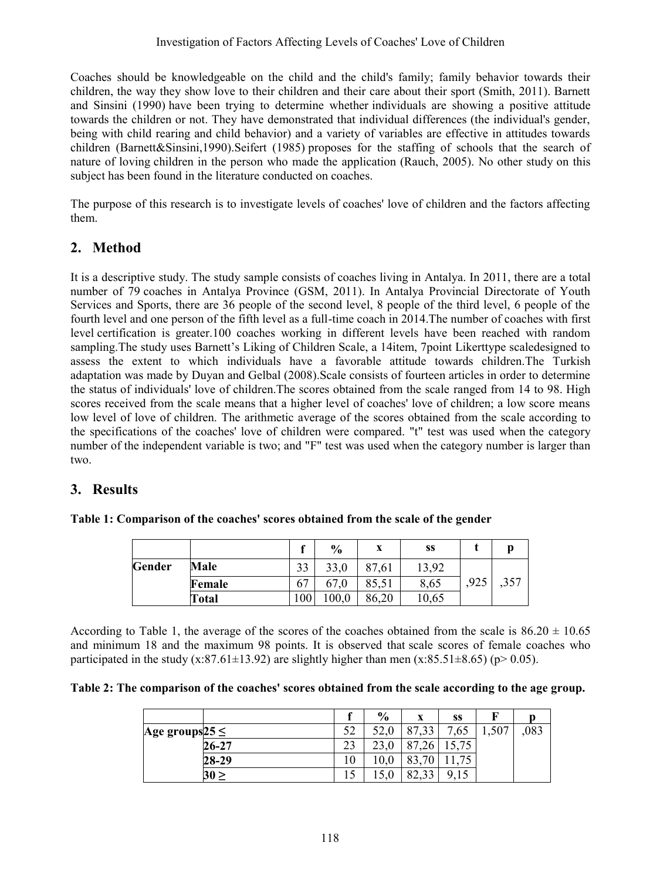Coaches should be knowledgeable on the child and the child's family; family behavior towards their children, the way they show love to their children and their care about their sport (Smith, 2011). Barnett and Sinsini (1990) have been trying to determine whether individuals are showing a positive attitude towards the children or not. They have demonstrated that individual differences (the individual's gender, being with child rearing and child behavior) and a variety of variables are effective in attitudes towards children (Barnett&Sinsini,1990).Seifert (1985) proposes for the staffing of schools that the search of nature of loving children in the person who made the application (Rauch, 2005). No other study on this subject has been found in the literature conducted on coaches.

The purpose of this research is to investigate levels of coaches' love of children and the factors affecting them.

## 2. Method

It is a descriptive study. The study sample consists of coaches living in Antalya. In 2011, there are a total number of 79 coaches in Antalya Province (GSM, 2011). In Antalya Provincial Directorate of Youth Services and Sports, there are 36 people of the second level, 8 people of the third level, 6 people of the fourth level and one person of the fifth level as a full-time coach in 2014.The number of coaches with first level certification is greater.100 coaches working in different levels have been reached with random sampling.The study uses Barnett's Liking of Children Scale, a 14item, 7point Likerttype scaledesigned to assess the extent to which individuals have a favorable attitude towards children.The Turkish adaptation was made by Duyan and Gelbal (2008).Scale consists of fourteen articles in order to determine the status of individuals' love of children.The scores obtained from the scale ranged from 14 to 98. High scores received from the scale means that a higher level of coaches' love of children; a low score means low level of love of children. The arithmetic average of the scores obtained from the scale according to the specifications of the coaches' love of children were compared. "t" test was used when the category number of the independent variable is two; and "F" test was used when the category number is larger than two.

## 3. Results

**Table 1: Comparison of the coaches' scores obtained from the scale of the gender**

| | | f | % | x | ss | t | p |
|---|---|---|---|---|---|---|---|
| **Gender** | **Male** | 33 | 33,0 | 87,61 | 13,92 | ,925 | ,357 |
| | **Female** | 67 | 67,0 | 85,51 | 8,65 | | |
| | **Total** | 100 | 100,0 | 86,20 | 10,65 | | |

According to Table 1, the average of the scores of the coaches obtained from the scale is 86.20 ± 10.65 and minimum 18 and the maximum 98 points. It is observed that scale scores of female coaches who participated in the study (x:87.61±13.92) are slightly higher than men (x:85.51±8.65) ($p > 0.05$).

**Table 2: The comparison of the coaches' scores obtained from the scale according to the age group.**

| | | f | % | x | ss | F | p |
|---|---|---|---|---|---|---|---|
| **Age groups** | **25 ≤** | 52 | 52,0 | 87,33 | 7,65 | 1,507 | ,083 |
| | **26-27** | 23 | 23,0 | 87,26 | 15,75 | | |
| | **28-29** | 10 | 10,0 | 83,70 | 11,75 | | |
| | **30 ≥** | 15 | 15,0 | 82,33 | 9,15 | | |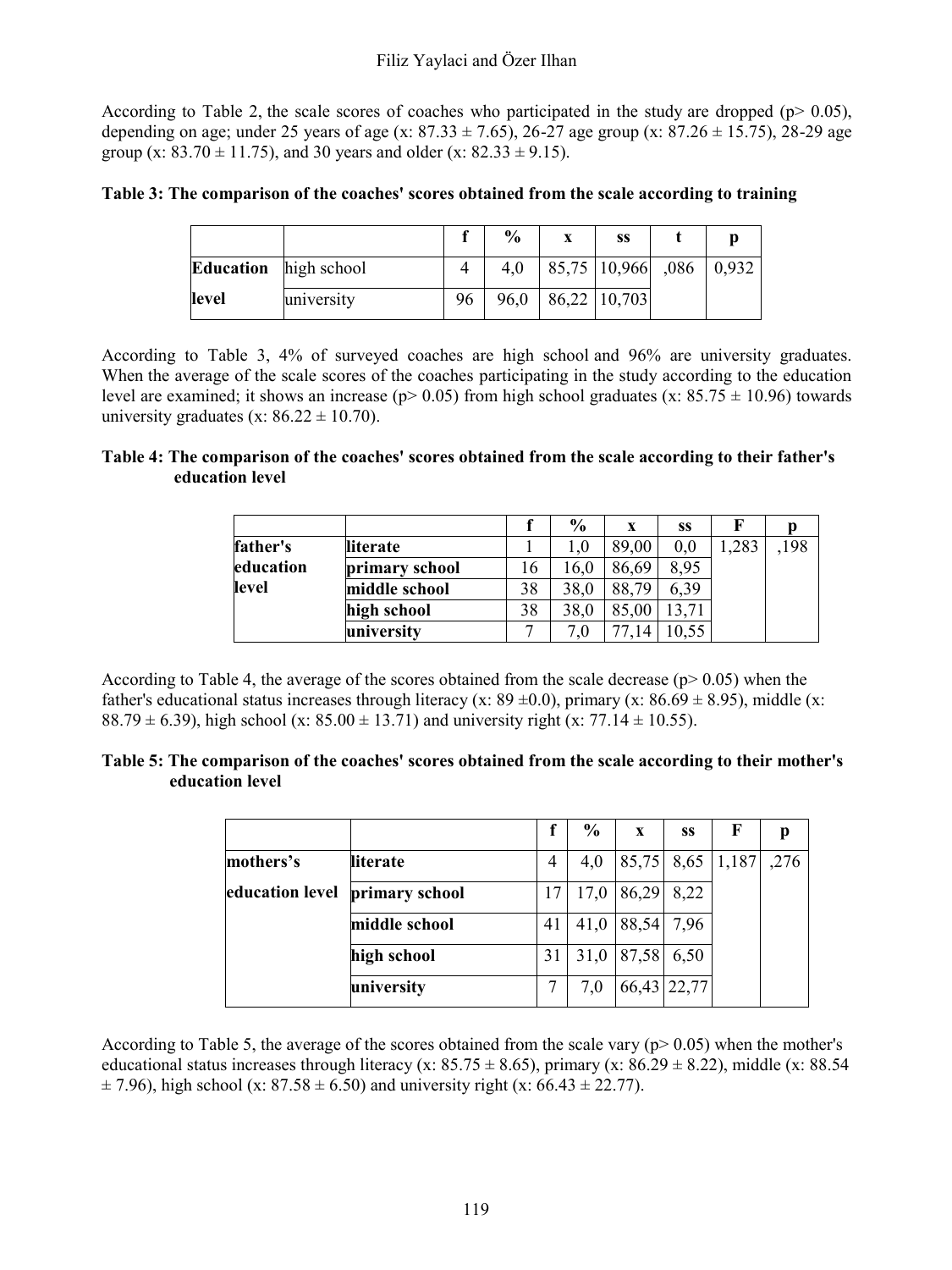According to Table 2, the scale scores of coaches who participated in the study are dropped ($p > 0.05$), depending on age; under 25 years of age (x: 87.33 ± 7.65), 26-27 age group (x: 87.26 ± 15.75), 28-29 age group (x: 83.70 ± 11.75), and 30 years and older (x: 82.33 ± 9.15).

**Table 3: The comparison of the coaches' scores obtained from the scale according to training**

| | | f | % | x | ss | t | p |
|---|---|---|---|---|---|---|---|
| **Education level** | high school | 4 | 4,0 | 85,75 | 10,966 | ,086 | 0,932 |
| | university | 96 | 96,0 | 86,22 | 10,703 | | |

According to Table 3, 4% of surveyed coaches are high school and 96% are university graduates. When the average of the scale scores of the coaches participating in the study according to the education level are examined; it shows an increase ($p > 0.05$) from high school graduates (x: 85.75 ± 10.96) towards university graduates (x: 86.22 ± 10.70).

**Table 4: The comparison of the coaches' scores obtained from the scale according to their father's education level**

| | | f | % | x | ss | F | p |
|---|---|---|---|---|---|---|---|
| **father's education level** | **literate** | 1 | 1,0 | 89,00 | 0,0 | 1,283 | ,198 |
| | **primary school** | 16 | 16,0 | 86,69 | 8,95 | | |
| | **middle school** | 38 | 38,0 | 88,79 | 6,39 | | |
| | **high school** | 38 | 38,0 | 85,00 | 13,71 | | |
| | **university** | 7 | 7,0 | 77,14 | 10,55 | | |

According to Table 4, the average of the scores obtained from the scale decrease ($p > 0.05$) when the father's educational status increases through literacy (x: 89 ±0.0), primary (x: 86.69 ± 8.95), middle (x: 88.79 ± 6.39), high school (x: 85.00 ± 13.71) and university right (x: 77.14 ± 10.55).

**Table 5: The comparison of the coaches' scores obtained from the scale according to their mother's education level**

| | | f | % | x | ss | F | p |
|---|---|---|---|---|---|---|---|
| **mothers's education level** | **literate** | 4 | 4,0 | 85,75 | 8,65 | 1,187 | ,276 |
| | **primary school** | 17 | 17,0 | 86,29 | 8,22 | | |
| | **middle school** | 41 | 41,0 | 88,54 | 7,96 | | |
| | **high school** | 31 | 31,0 | 87,58 | 6,50 | | |
| | **university** | 7 | 7,0 | 66,43 | 22,77 | | |

According to Table 5, the average of the scores obtained from the scale vary ($p > 0.05$) when the mother's educational status increases through literacy (x: 85.75 ± 8.65), primary (x: 86.29 ± 8.22), middle (x: 88.54 ± 7.96), high school (x: 87.58 ± 6.50) and university right (x: 66.43 ± 22.77).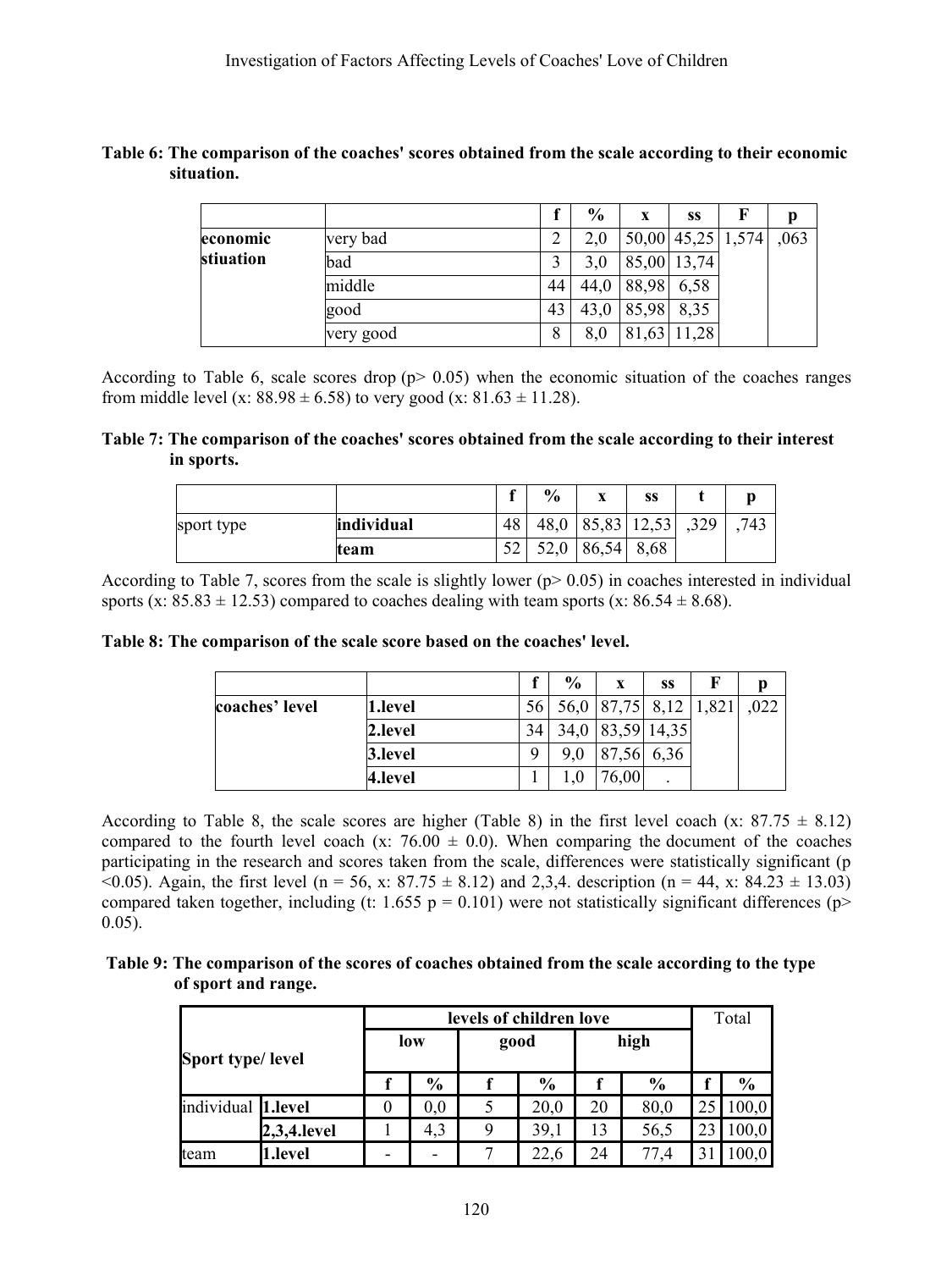**Table 6: The comparison of the coaches' scores obtained from the scale according to their economic situation.**

| | | f | % | x | ss | F | p |
|---|---|---|---|---|---|---|---|
| **economic stiuation** | very bad | 2 | 2,0 | 50,00 | 45,25 | 1,574 | ,063 |
| | bad | 3 | 3,0 | 85,00 | 13,74 | | |
| | middle | 44 | 44,0 | 88,98 | 6,58 | | |
| | good | 43 | 43,0 | 85,98 | 8,35 | | |
| | very good | 8 | 8,0 | 81,63 | 11,28 | | |

According to Table 6, scale scores drop (p> 0.05) when the economic situation of the coaches ranges from middle level (x: 88.98 ± 6.58) to very good (x: 81.63 ± 11.28).

**Table 7: The comparison of the coaches' scores obtained from the scale according to their interest in sports.**

| | | f | % | x | ss | t | p |
|---|---|---|---|---|---|---|---|
| sport type | **individual** | 48 | 48,0 | 85,83 | 12,53 | ,329 | ,743 |
| | **team** | 52 | 52,0 | 86,54 | 8,68 | | |

According to Table 7, scores from the scale is slightly lower (p> 0.05) in coaches interested in individual sports (x: 85.83 ± 12.53) compared to coaches dealing with team sports (x: 86.54 ± 8.68).

**Table 8: The comparison of the scale score based on the coaches' level.**

| | | f | % | x | ss | F | p |
|---|---|---|---|---|---|---|---|
| **coaches' level** | **1.level** | 56 | 56,0 | 87,75 | 8,12 | 1,821 | ,022 |
| | **2.level** | 34 | 34,0 | 83,59 | 14,35 | | |
| | **3.level** | 9 | 9,0 | 87,56 | 6,36 | | |
| | **4.level** | 1 | 1,0 | 76,00 | . | | |

According to Table 8, the scale scores are higher (Table 8) in the first level coach (x: 87.75 ± 8.12) compared to the fourth level coach (x: 76.00 ± 0.0). When comparing the document of the coaches participating in the research and scores taken from the scale, differences were statistically significant (p <0.05). Again, the first level (n = 56, x: 87.75 ± 8.12) and 2,3,4. description (n = 44, x: 84.23 ± 13.03) compared taken together, including (t: 1.655 p = 0.101) were not statistically significant differences (p> 0.05).

**Table 9: The comparison of the scores of coaches obtained from the scale according to the type of sport and range.**

| Sport type/ level | | levels of children love | | | | | | Total | |
|---|---|---|---|---|---|---|---|---|---|
| | | low | | good | | high | | | |
| | | f | % | f | % | f | % | f | % |
| individual | **1.level** | 0 | 0,0 | 5 | 20,0 | 20 | 80,0 | 25 | 100,0 |
| | **2,3,4.level** | 1 | 4,3 | 9 | 39,1 | 13 | 56,5 | 23 | 100,0 |
| team | **1.level** | - | - | 7 | 22,6 | 24 | 77,4 | 31 | 100,0 |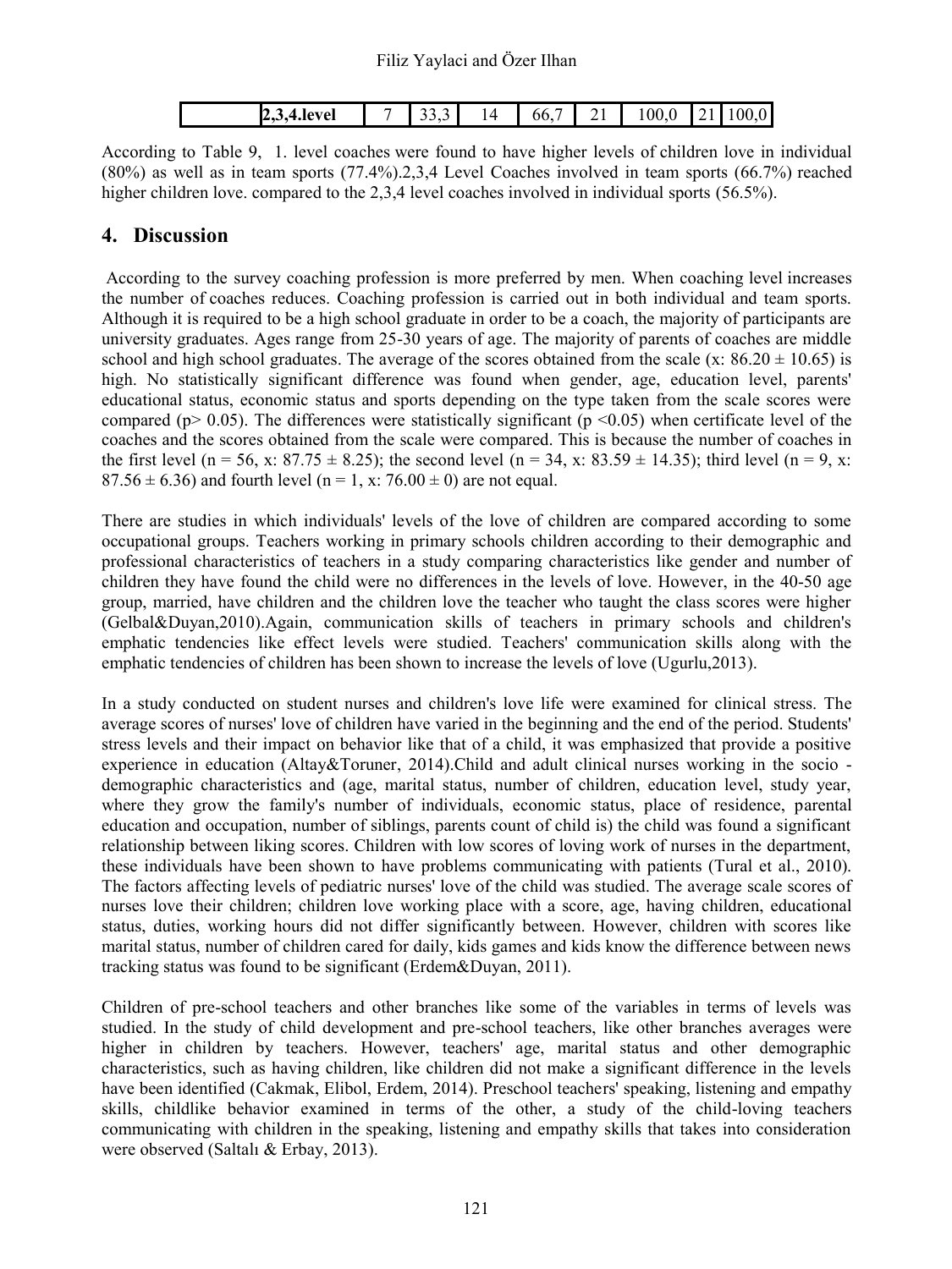| | 2,3,4.level | 7 | 33,3 | 14 | 66,7 | 21 | 100,0 | 21 | 100,0 |
|---|---|---|---|---|---|---|---|---|---|

According to Table 9, 1. level coaches were found to have higher levels of children love in individual (80%) as well as in team sports (77.4%).2,3,4 Level Coaches involved in team sports (66.7%) reached higher children love. compared to the 2,3,4 level coaches involved in individual sports (56.5%).

## 4. Discussion

According to the survey coaching profession is more preferred by men. When coaching level increases the number of coaches reduces. Coaching profession is carried out in both individual and team sports. Although it is required to be a high school graduate in order to be a coach, the majority of participants are university graduates. Ages range from 25-30 years of age. The majority of parents of coaches are middle school and high school graduates. The average of the scores obtained from the scale (x: $86.20 \pm 10.65$) is high. No statistically significant difference was found when gender, age, education level, parents' educational status, economic status and sports depending on the type taken from the scale scores were compared ($p > 0.05$). The differences were statistically significant ($p < 0.05$) when certificate level of the coaches and the scores obtained from the scale were compared. This is because the number of coaches in the first level (n = 56, x: $87.75 \pm 8.25$); the second level (n = 34, x: $83.59 \pm 14.35$); third level (n = 9, x: $87.56 \pm 6.36$) and fourth level (n = 1, x: $76.00 \pm 0$) are not equal.

There are studies in which individuals' levels of the love of children are compared according to some occupational groups. Teachers working in primary schools children according to their demographic and professional characteristics of teachers in a study comparing characteristics like gender and number of children they have found the child were no differences in the levels of love. However, in the 40-50 age group, married, have children and the children love the teacher who taught the class scores were higher (Gelbal&Duyan,2010).Again, communication skills of teachers in primary schools and children's emphatic tendencies like effect levels were studied. Teachers' communication skills along with the emphatic tendencies of children has been shown to increase the levels of love (Ugurlu,2013).

In a study conducted on student nurses and children's love life were examined for clinical stress. The average scores of nurses' love of children have varied in the beginning and the end of the period. Students' stress levels and their impact on behavior like that of a child, it was emphasized that provide a positive experience in education (Altay&Toruner, 2014).Child and adult clinical nurses working in the socio - demographic characteristics and (age, marital status, number of children, education level, study year, where they grow the family's number of individuals, economic status, place of residence, parental education and occupation, number of siblings, parents count of child is) the child was found a significant relationship between liking scores. Children with low scores of loving work of nurses in the department, these individuals have been shown to have problems communicating with patients (Tural et al., 2010). The factors affecting levels of pediatric nurses' love of the child was studied. The average scale scores of nurses love their children; children love working place with a score, age, having children, educational status, duties, working hours did not differ significantly between. However, children with scores like marital status, number of children cared for daily, kids games and kids know the difference between news tracking status was found to be significant (Erdem&Duyan, 2011).

Children of pre-school teachers and other branches like some of the variables in terms of levels was studied. In the study of child development and pre-school teachers, like other branches averages were higher in children by teachers. However, teachers' age, marital status and other demographic characteristics, such as having children, like children did not make a significant difference in the levels have been identified (Cakmak, Elibol, Erdem, 2014). Preschool teachers' speaking, listening and empathy skills, childlike behavior examined in terms of the other, a study of the child-loving teachers communicating with children in the speaking, listening and empathy skills that takes into consideration were observed (Saltalı & Erbay, 2013).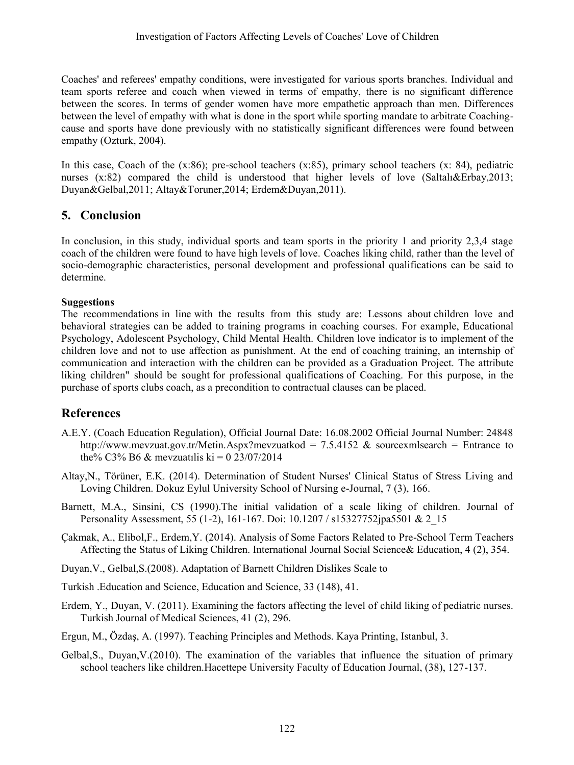Coaches' and referees' empathy conditions, were investigated for various sports branches. Individual and team sports referee and coach when viewed in terms of empathy, there is no significant difference between the scores. In terms of gender women have more empathetic approach than men. Differences between the level of empathy with what is done in the sport while sporting mandate to arbitrate Coaching-cause and sports have done previously with no statistically significant differences were found between empathy (Ozturk, 2004).

In this case, Coach of the (x:86); pre-school teachers (x:85), primary school teachers (x: 84), pediatric nurses (x:82) compared the child is understood that higher levels of love (Saltalı&Erbay,2013; Duyan&Gelbal,2011; Altay&Toruner,2014; Erdem&Duyan,2011).

## 5. Conclusion

In conclusion, in this study, individual sports and team sports in the priority 1 and priority 2,3,4 stage coach of the children were found to have high levels of love. Coaches liking child, rather than the level of socio-demographic characteristics, personal development and professional qualifications can be said to determine.

**Suggestions**

The recommendations in line with the results from this study are: Lessons about children love and behavioral strategies can be added to training programs in coaching courses. For example, Educational Psychology, Adolescent Psychology, Child Mental Health. Children love indicator is to implement of the children love and not to use affection as punishment. At the end of coaching training, an internship of communication and interaction with the children can be provided as a Graduation Project. The attribute liking children" should be sought for professional qualifications of Coaching. For this purpose, in the purchase of sports clubs coach, as a precondition to contractual clauses can be placed.

## References

A.E.Y. (Coach Education Regulation), Official Journal Date: 16.08.2002 Official Journal Number: 24848 http://www.mevzuat.gov.tr/Metin.Aspx?mevzuatkod = 7.5.4152 & sourcexmlsearch = Entrance to the% C3% B6 & mevzuatılis ki = 0 23/07/2014

Altay,N., Törüner, E.K. (2014). Determination of Student Nurses' Clinical Status of Stress Living and Loving Children. Dokuz Eylul University School of Nursing e-Journal, 7 (3), 166.

Barnett, M.A., Sinsini, CS (1990).The initial validation of a scale liking of children. Journal of Personality Assessment, 55 (1-2), 161-167. Doi: 10.1207 / s15327752jpa5501 & 2_15

Çakmak, A., Elibol,F., Erdem,Y. (2014). Analysis of Some Factors Related to Pre-School Term Teachers Affecting the Status of Liking Children. International Journal Social Science& Education, 4 (2), 354.

Duyan,V., Gelbal,S.(2008). Adaptation of Barnett Children Dislikes Scale to

Turkish .Education and Science, Education and Science, 33 (148), 41.

Erdem, Y., Duyan, V. (2011). Examining the factors affecting the level of child liking of pediatric nurses. Turkish Journal of Medical Sciences, 41 (2), 296.

Ergun, M., Özdaş, A. (1997). Teaching Principles and Methods. Kaya Printing, Istanbul, 3.

Gelbal,S., Duyan,V.(2010). The examination of the variables that influence the situation of primary school teachers like children.Hacettepe University Faculty of Education Journal, (38), 127-137.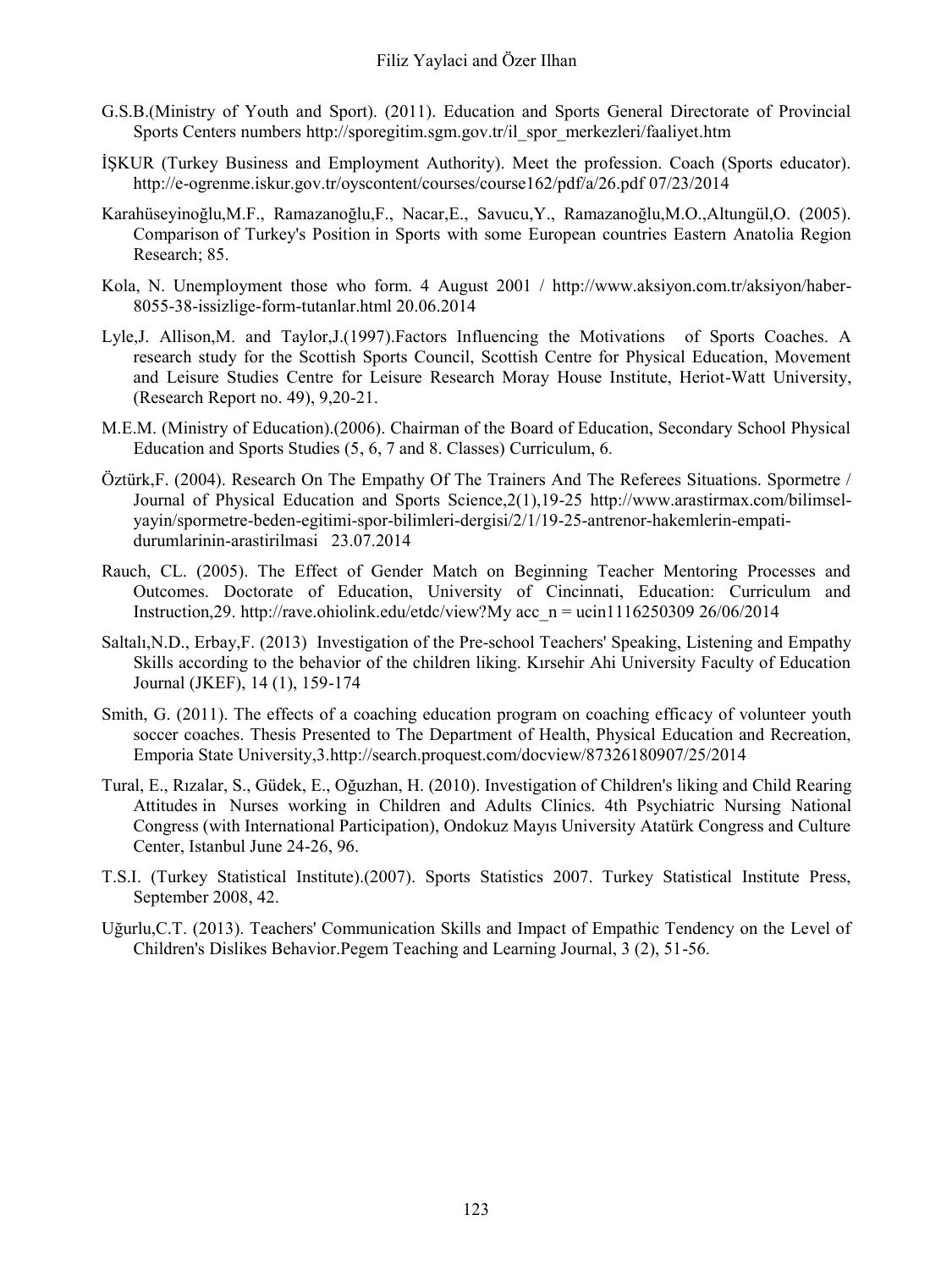G.S.B.(Ministry of Youth and Sport). (2011). Education and Sports General Directorate of Provincial Sports Centers numbers http://sporegitim.sgm.gov.tr/il_spor_merkezleri/faaliyet.htm

İŞKUR (Turkey Business and Employment Authority). Meet the profession. Coach (Sports educator). http://e-ogrenme.iskur.gov.tr/oyscontent/courses/course162/pdf/a/26.pdf 07/23/2014

Karahüseyinoğlu,M.F., Ramazanoğlu,F., Nacar,E., Savucu,Y., Ramazanoğlu,M.O.,Altungül,O. (2005). Comparison of Turkey's Position in Sports with some European countries Eastern Anatolia Region Research; 85.

Kola, N. Unemployment those who form. 4 August 2001 / http://www.aksiyon.com.tr/aksiyon/haber-8055-38-issizlige-form-tutanlar.html 20.06.2014

Lyle,J. Allison,M. and Taylor,J.(1997).Factors Influencing the Motivations of Sports Coaches. A research study for the Scottish Sports Council, Scottish Centre for Physical Education, Movement and Leisure Studies Centre for Leisure Research Moray House Institute, Heriot-Watt University, (Research Report no. 49), 9,20-21.

M.E.M. (Ministry of Education).(2006). Chairman of the Board of Education, Secondary School Physical Education and Sports Studies (5, 6, 7 and 8. Classes) Curriculum, 6.

Öztürk,F. (2004). Research On The Empathy Of The Trainers And The Referees Situations. Spormetre / Journal of Physical Education and Sports Science,2(1),19-25 http://www.arastirmax.com/bilimsel-yayin/spormetre-beden-egitimi-spor-bilimleri-dergisi/2/1/19-25-antrenor-hakemlerin-empati-durumlarinin-arastirilmasi 23.07.2014

Rauch, CL. (2005). The Effect of Gender Match on Beginning Teacher Mentoring Processes and Outcomes. Doctorate of Education, University of Cincinnati, Education: Curriculum and Instruction,29. http://rave.ohiolink.edu/etdc/view?My acc_n = ucin1116250309 26/06/2014

Saltalı,N.D., Erbay,F. (2013) Investigation of the Pre-school Teachers' Speaking, Listening and Empathy Skills according to the behavior of the children liking. Kırsehir Ahi University Faculty of Education Journal (JKEF), 14 (1), 159-174

Smith, G. (2011). The effects of a coaching education program on coaching efficacy of volunteer youth soccer coaches. Thesis Presented to The Department of Health, Physical Education and Recreation, Emporia State University,3.http://search.proquest.com/docview/87326180907/25/2014

Tural, E., Rızalar, S., Güdek, E., Oğuzhan, H. (2010). Investigation of Children's liking and Child Rearing Attitudes in Nurses working in Children and Adults Clinics. 4th Psychiatric Nursing National Congress (with International Participation), Ondokuz Mayıs University Atatürk Congress and Culture Center, Istanbul June 24-26, 96.

T.S.I. (Turkey Statistical Institute).(2007). Sports Statistics 2007. Turkey Statistical Institute Press, September 2008, 42.

Uğurlu,C.T. (2013). Teachers' Communication Skills and Impact of Empathic Tendency on the Level of Children's Dislikes Behavior.Pegem Teaching and Learning Journal, 3 (2), 51-56.